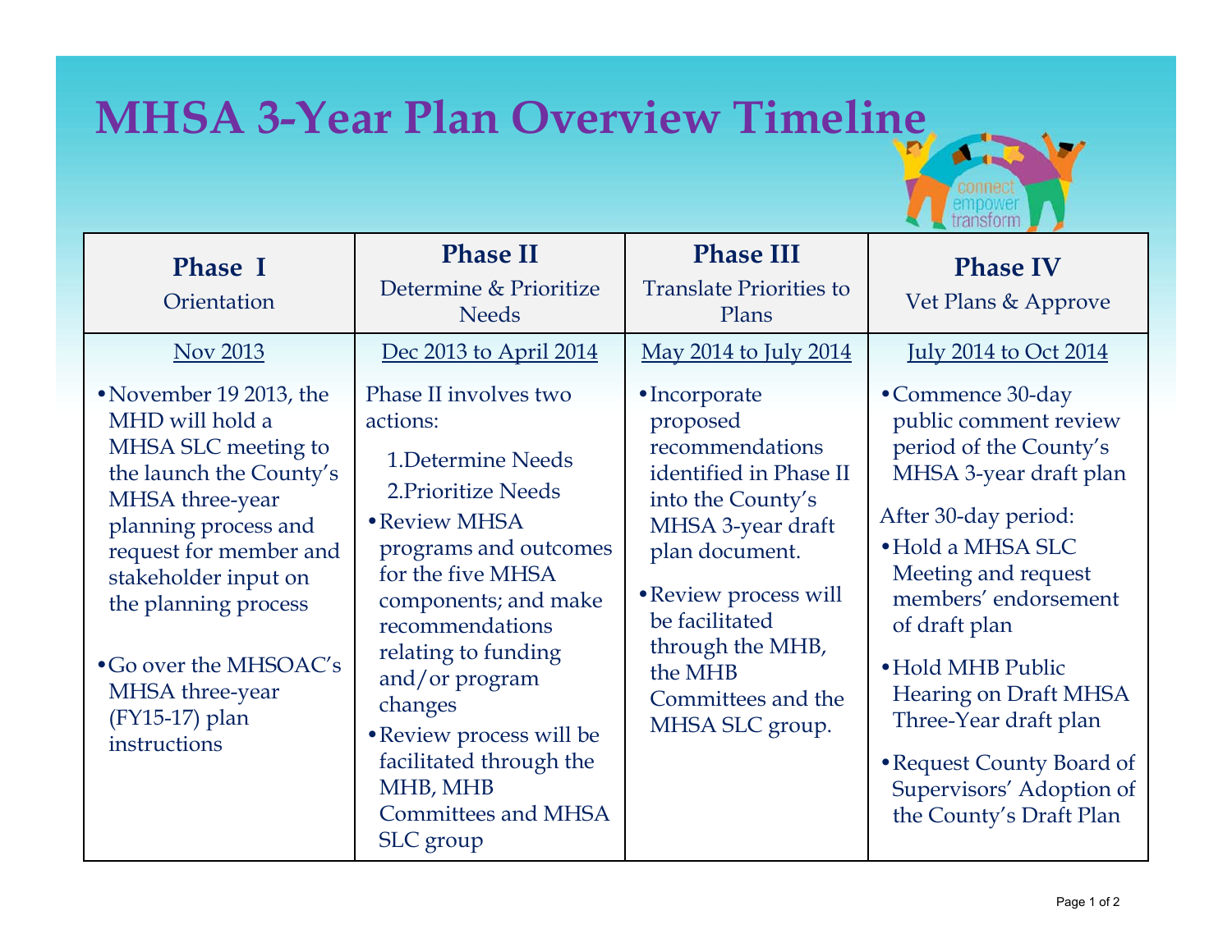# MHSA 3-Year Plan Overview Timeline

connect
empower
transform

| **Phase I**<br>Orientation | **Phase II**<br>Determine & Prioritize Needs | **Phase III**<br>Translate Priorities to Plans | **Phase IV**<br>Vet Plans & Approve |
|---|---|---|---|
| Nov 2013<br><br>• November 19 2013, the MHD will hold a MHSA SLC meeting to the launch the County's MHSA three-year planning process and request for member and stakeholder input on the planning process<br><br>• Go over the MHSOAC's MHSA three-year (FY15-17) plan instructions | Dec 2013 to April 2014<br><br>Phase II involves two actions:<br>1. Determine Needs<br>2. Prioritize Needs<br><br>• Review MHSA programs and outcomes for the five MHSA components; and make recommendations relating to funding and/or program changes<br><br>• Review process will be facilitated through the MHB, MHB Committees and MHSA SLC group | May 2014 to July 2014<br><br>• Incorporate proposed recommendations identified in Phase II into the County's MHSA 3-year draft plan document.<br><br>• Review process will be facilitated through the MHB, the MHB Committees and the MHSA SLC group. | July 2014 to Oct 2014<br><br>• Commence 30-day public comment review period of the County's MHSA 3-year draft plan<br><br>After 30-day period:<br><br>• Hold a MHSA SLC Meeting and request members' endorsement of draft plan<br><br>• Hold MHB Public Hearing on Draft MHSA Three-Year draft plan<br><br>• Request County Board of Supervisors' Adoption of the County's Draft Plan |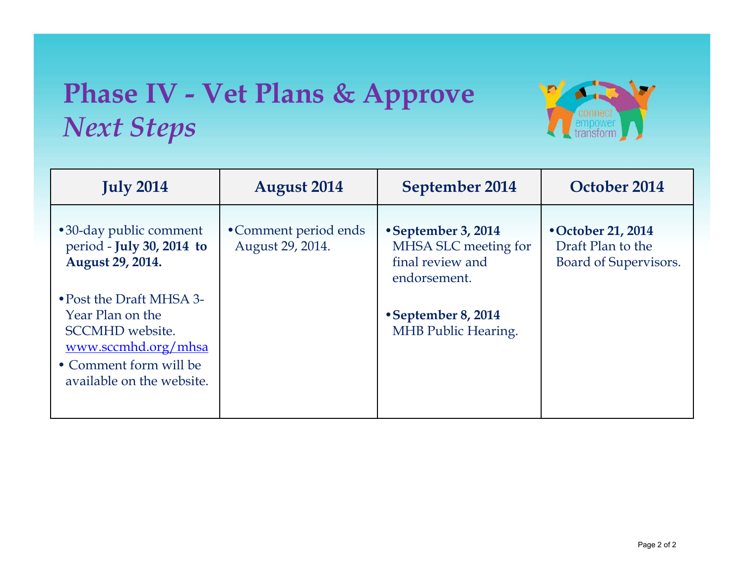# Phase IV - Vet Plans & Approve
## *Next Steps*

| July 2014 | August 2014 | September 2014 | October 2014 |
|---|---|---|---|
| • 30-day public comment period - **July 30, 2014 to August 29, 2014.**<br><br>• Post the Draft MHSA 3-Year Plan on the SCCMHD website. www.sccmhd.org/mhsa<br>• Comment form will be available on the website. | • Comment period ends August 29, 2014. | • **September 3, 2014** MHSA SLC meeting for final review and endorsement.<br><br>• **September 8, 2014** MHB Public Hearing. | • **October 21, 2014** Draft Plan to the Board of Supervisors. |